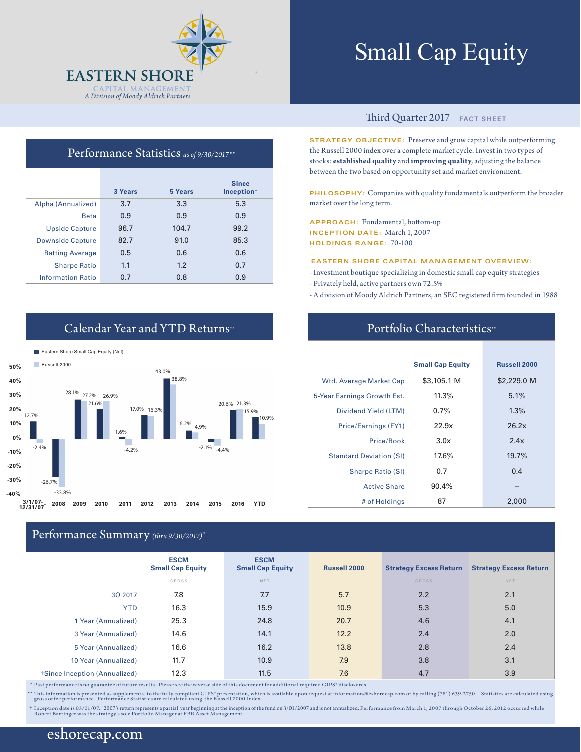# EASTERN SHORE

CAPITAL MANAGEMENT
*A Division of Moody Aldrich Partners*

# Small Cap Equity

Third Quarter 2017 **FACT SHEET**

## Performance Statistics *as of 9/30/2017***

| | 3 Years | 5 Years | Since Inception† |
|---|---|---|---|
| Alpha (Annualized) | 3.7 | 3.3 | 5.3 |
| Beta | 0.9 | 0.9 | 0.9 |
| Upside Capture | 96.7 | 104.7 | 99.2 |
| Downside Capture | 82.7 | 91.0 | 85.3 |
| Batting Average | 0.5 | 0.6 | 0.6 |
| Sharpe Ratio | 1.1 | 1.2 | 0.7 |
| Information Ratio | 0.7 | 0.8 | 0.9 |

**STRATEGY OBJECTIVE:** Preserve and grow capital while outperforming the Russell 2000 index over a complete market cycle. Invest in two types of stocks: **established quality** and **improving quality**, adjusting the balance between the two based on opportunity set and market environment.

**PHILOSOPHY:** Companies with quality fundamentals outperform the broader market over the long term.

**APPROACH:** Fundamental, bottom-up
**INCEPTION DATE:** March 1, 2007
**HOLDINGS RANGE:** 70-100

**EASTERN SHORE CAPITAL MANAGEMENT OVERVIEW:**

- Investment boutique specializing in domestic small cap equity strategies
- Privately held, active partners own 72.5%
- A division of Moody Aldrich Partners, an SEC registered firm founded in 1988

## Calendar Year and YTD Returns**

| | Eastern Shore Small Cap Equity (Net) | Russell 2000 |
|---|---|---|
| 3/1/07-12/31/07† | 12.7% | -2.4% |
| 2008 | -26.7% | -33.8% |
| 2009 | 28.1% | 27.2% |
| 2010 | 21.6% | 26.9% |
| 2011 | 1.6% | -4.2% |
| 2012 | 17.0% | 16.3% |
| 2013 | 43.0% | 38.8% |
| 2014 | 6.2% | 4.9% |
| 2015 | -2.1% | -4.4% |
| 2016 | 20.6% | 21.3% |
| YTD | 15.9% | 10.9% |

## Portfolio Characteristics**

| | Small Cap Equity | Russell 2000 |
|---|---|---|
| Wtd. Average Market Cap | $3,105.1 M | $2,229.0 M |
| 5-Year Earnings Growth Est. | 11.3% | 5.1% |
| Dividend Yield (LTM) | 0.7% | 1.3% |
| Price/Earnings (FY1) | 22.9x | 26.2x |
| Price/Book | 3.0x | 2.4x |
| Standard Deviation (SI) | 17.6% | 19.7% |
| Sharpe Ratio (SI) | 0.7 | 0.4 |
| Active Share | 90.4% | -- |
| # of Holdings | 87 | 2,000 |

## Performance Summary *(thru 9/30/2017)**

| | ESCM Small Cap Equity | ESCM Small Cap Equity | Russell 2000 | Strategy Excess Return | Strategy Excess Return |
|---|---|---|---|---|---|
| | GROSS | NET | | GROSS | NET |
| 3Q 2017 | 7.8 | 7.7 | 5.7 | 2.2 | 2.1 |
| YTD | 16.3 | 15.9 | 10.9 | 5.3 | 5.0 |
| 1 Year (Annualized) | 25.3 | 24.8 | 20.7 | 4.6 | 4.1 |
| 3 Year (Annualized) | 14.6 | 14.1 | 12.2 | 2.4 | 2.0 |
| 5 Year (Annualized) | 16.6 | 16.2 | 13.8 | 2.8 | 2.4 |
| 10 Year (Annualized) | 11.7 | 10.9 | 7.9 | 3.8 | 3.1 |
| †Since Inception (Annualized) | 12.3 | 11.5 | 7.6 | 4.7 | 3.9 |

\* Past performance is no guarantee of future results. Please see the reverse side of this document for additional required GIPS® disclosures.

\*\* This information is presented as supplemental to the fully compliant GIPS® presentation, which is available upon request at information@eshorecap.com or by calling (781) 639-2750. Statistics are calculated using gross of fee performance. Performance Statistics are calculated using the Russell 2000 Index.

† Inception date is 03/01/07. 2007's return represents a partial year beginning at the inception of the fund on 3/01/2007 and is not annualized. Performance from March 1, 2007 through October 26, 2012 occurred while Robert Barringer was the strategy's sole Portfolio Manager at FBR Asset Management.

eshorecap.com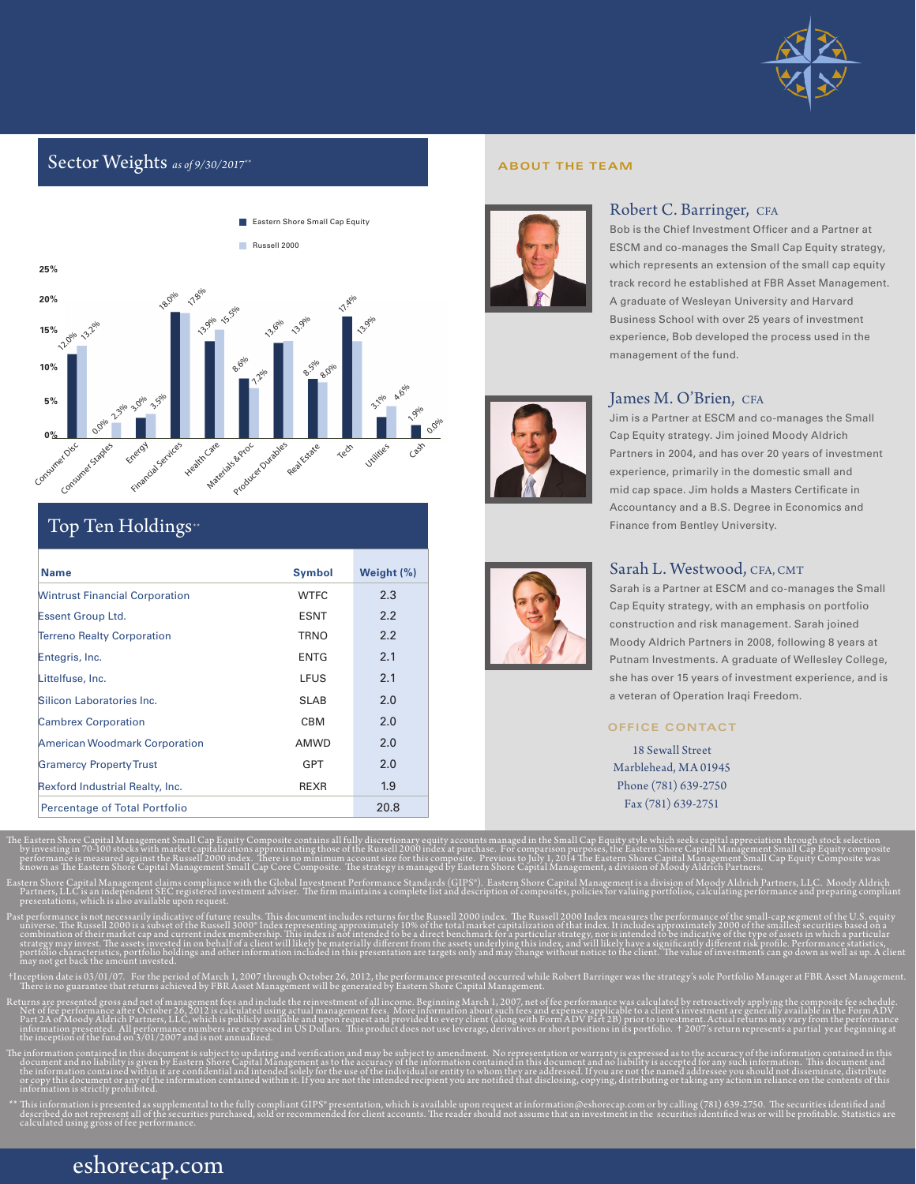## Sector Weights *as of 9/30/2017***

Eastern Shore Small Cap Equity

Russell 2000

25%
20%
15%
10%
5%
0%

Consumer Disc: 12.0%, 13.2%
Consumer Staples: 0.0%, 2.3%
Energy: 3.0%, 3.5%
Financial Services: 18.0%, 17.8%
Health Care: 13.9%, 15.5%
Materials & Proc: 8.6%, 7.2%
Producer Durables: 13.6%, 13.9%
Real Estate: 8.5%, 8.0%
Tech: 17.4%, 13.9%
Utilities: 3.1%, 4.6%
Cash: 1.9%, 0.0%

## Top Ten Holdings**

| Name | Symbol | Weight (%) |
|---|---|---|
| Wintrust Financial Corporation | WTFC | 2.3 |
| Essent Group Ltd. | ESNT | 2.2 |
| Terreno Realty Corporation | TRNO | 2.2 |
| Entegris, Inc. | ENTG | 2.1 |
| Littelfuse, Inc. | LFUS | 2.1 |
| Silicon Laboratories Inc. | SLAB | 2.0 |
| Cambrex Corporation | CBM | 2.0 |
| American Woodmark Corporation | AMWD | 2.0 |
| Gramercy Property Trust | GPT | 2.0 |
| Rexford Industrial Realty, Inc. | REXR | 1.9 |
| Percentage of Total Portfolio | | 20.8 |

## ABOUT THE TEAM

### Robert C. Barringer, CFA

Bob is the Chief Investment Officer and a Partner at ESCM and co-manages the Small Cap Equity strategy, which represents an extension of the small cap equity track record he established at FBR Asset Management. A graduate of Wesleyan University and Harvard Business School with over 25 years of investment experience, Bob developed the process used in the management of the fund.

### James M. O'Brien, CFA

Jim is a Partner at ESCM and co-manages the Small Cap Equity strategy. Jim joined Moody Aldrich Partners in 2004, and has over 20 years of investment experience, primarily in the domestic small and mid cap space. Jim holds a Masters Certificate in Accountancy and a B.S. Degree in Economics and Finance from Bentley University.

### Sarah L. Westwood, CFA, CMT

Sarah is a Partner at ESCM and co-manages the Small Cap Equity strategy, with an emphasis on portfolio construction and risk management. Sarah joined Moody Aldrich Partners in 2008, following 8 years at Putnam Investments. A graduate of Wellesley College, she has over 15 years of investment experience, and is a veteran of Operation Iraqi Freedom.

## OFFICE CONTACT

18 Sewall Street
Marblehead, MA 01945
Phone (781) 639-2750
Fax (781) 639-2751

The Eastern Shore Capital Management Small Cap Equity Composite contains all fully discretionary equity accounts managed in the Small Cap Equity style which seeks capital appreciation through stock selection by investing in 70-100 stocks with market capitalizations approximating those of the Russell 2000 index at purchase. For comparison purposes, the Eastern Shore Capital Management Small Cap Equity composite performance is measured against the Russell 2000 index. There is no minimum account size for this composite. Previous to July 1, 2014 The Eastern Shore Capital Management Small Cap Equity Composite was known as The Eastern Shore Capital Management Small Cap Core Composite. The strategy is managed by Eastern Shore Capital Management, a division of Moody Aldrich Partners.

Eastern Shore Capital Management claims compliance with the Global Investment Performance Standards (GIPS®). Eastern Shore Capital Management is a division of Moody Aldrich Partners, LLC. Moody Aldrich Partners, LLC is an independent SEC registered investment adviser. The firm maintains a complete list and description of composites, policies for valuing portfolios, calculating performance and preparing compliant presentations, which is also available upon request.

Past performance is not necessarily indicative of future results. This document includes returns for the Russell 2000 index. The Russell 2000 Index measures the performance of the small-cap segment of the U.S. equity universe. The Russell 2000 is a subset of the Russell 3000® Index representing approximately 10% of the total market capitalization of that index. It includes approximately 2000 of the smallest securities based on a combination of their market cap and current index membership. This index is not intended to be a direct benchmark for a particular strategy, nor is intended to be indicative of the type of assets in which a particular strategy may invest. The assets invested in on behalf of a client will likely be materially different from the assets underlying this index, and will likely have a significantly different risk profile. Performance statistics, portfolio characteristics, portfolio holdings and other information included in this presentation are targets only and may change without notice to the client. The value of investments can go down as well as up. A client may not get back the amount invested.

†Inception date is 03/01/07. For the period of March 1, 2007 through October 26, 2012, the performance presented occurred while Robert Barringer was the strategy's sole Portfolio Manager at FBR Asset Management. There is no guarantee that returns achieved by FBR Asset Management will be generated by Eastern Shore Capital Management.

Returns are presented gross and net of management fees and include the reinvestment of all income. Beginning March 1, 2007, net of fee performance was calculated by retroactively applying the composite fee schedule. Net of fee performance after October 26, 2012 is calculated using actual management fees. More information about such fees and expenses applicable to a client's investment are generally available in the Form ADV Part 2A of Moody Aldrich Partners, LLC, which is publicly available and upon request and provided to every client (along with Form ADV Part 2B) prior to investment. Actual returns may vary from the performance information presented. All performance numbers are expressed in US Dollars. This product does not use leverage, derivatives or short positions in its portfolio. † 2007's return represents a partial year beginning at the inception of the fund on 3/01/2007 and is not annualized.

The information contained in this document is subject to updating and verification and may be subject to amendment. No representation or warranty is expressed as to the accuracy of the information contained in this document and no liability is given by Eastern Shore Capital Management as to the accuracy of the information contained in this document and no liability is accepted for any such information. This document and the information contained within it are confidential and intended solely for the use of the individual or entity to whom they are addressed. If you are not the named addressee you should not disseminate, distribute or copy this document or any of the information contained within it. If you are not the intended recipient you are notified that disclosing, copying, distributing or taking any action in reliance on the contents of this information is strictly prohibited.

** This information is presented as supplemental to the fully compliant GIPS® presentation, which is available upon request at information@eshorecap.com or by calling (781) 639-2750. The securities identified and described do not represent all of the securities purchased, sold or recommended for client accounts. The reader should not assume that an investment in the securities identified was or will be profitable. Statistics are calculated using gross of fee performance.

eshorecap.com